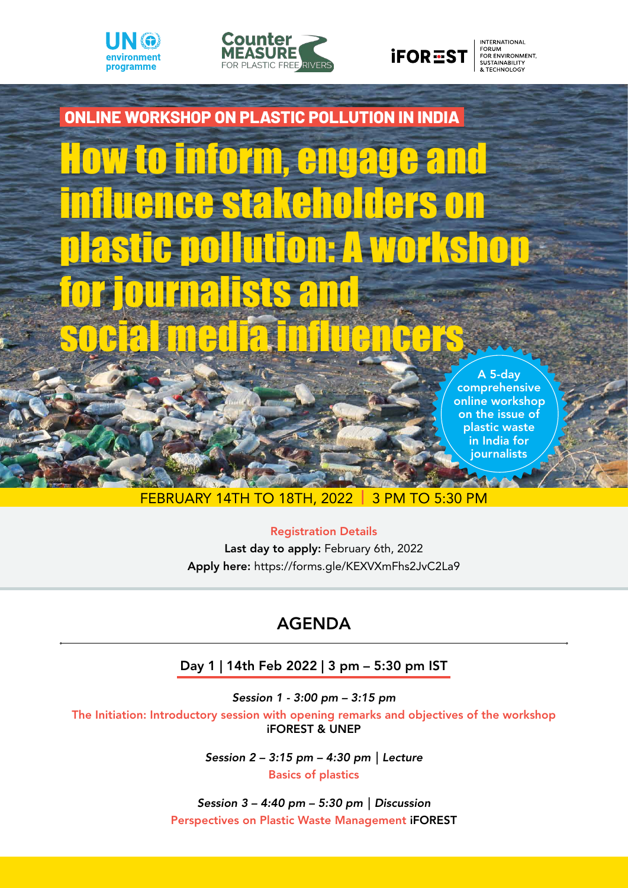UN environment programme

Counter MEASURE FOR PLASTIC FREE RIVERS

iFOREST INTERNATIONAL FORUM FOR ENVIRONMENT, SUSTAINABILITY & TECHNOLOGY

**ONLINE WORKSHOP ON PLASTIC POLLUTION IN INDIA**

# How to inform, engage and influence stakeholders on plastic pollution: A workshop for journalists and social media influencers

A 5-day comprehensive online workshop on the issue of plastic waste in India for journalists

FEBRUARY 14TH TO 18TH, 2022 | 3 PM TO 5:30 PM

**Registration Details**

**Last day to apply:** February 6th, 2022

**Apply here:** https://forms.gle/KEXVXmFhs2JvC2La9

## AGENDA

### Day 1 | 14th Feb 2022 | 3 pm – 5:30 pm IST

*Session 1 - 3:00 pm – 3:15 pm*

The Initiation: Introductory session with opening remarks and objectives of the workshop

**iFOREST & UNEP**

*Session 2 – 3:15 pm – 4:30 pm | Lecture*

Basics of plastics

*Session 3 – 4:40 pm – 5:30 pm | Discussion*

Perspectives on Plastic Waste Management **iFOREST**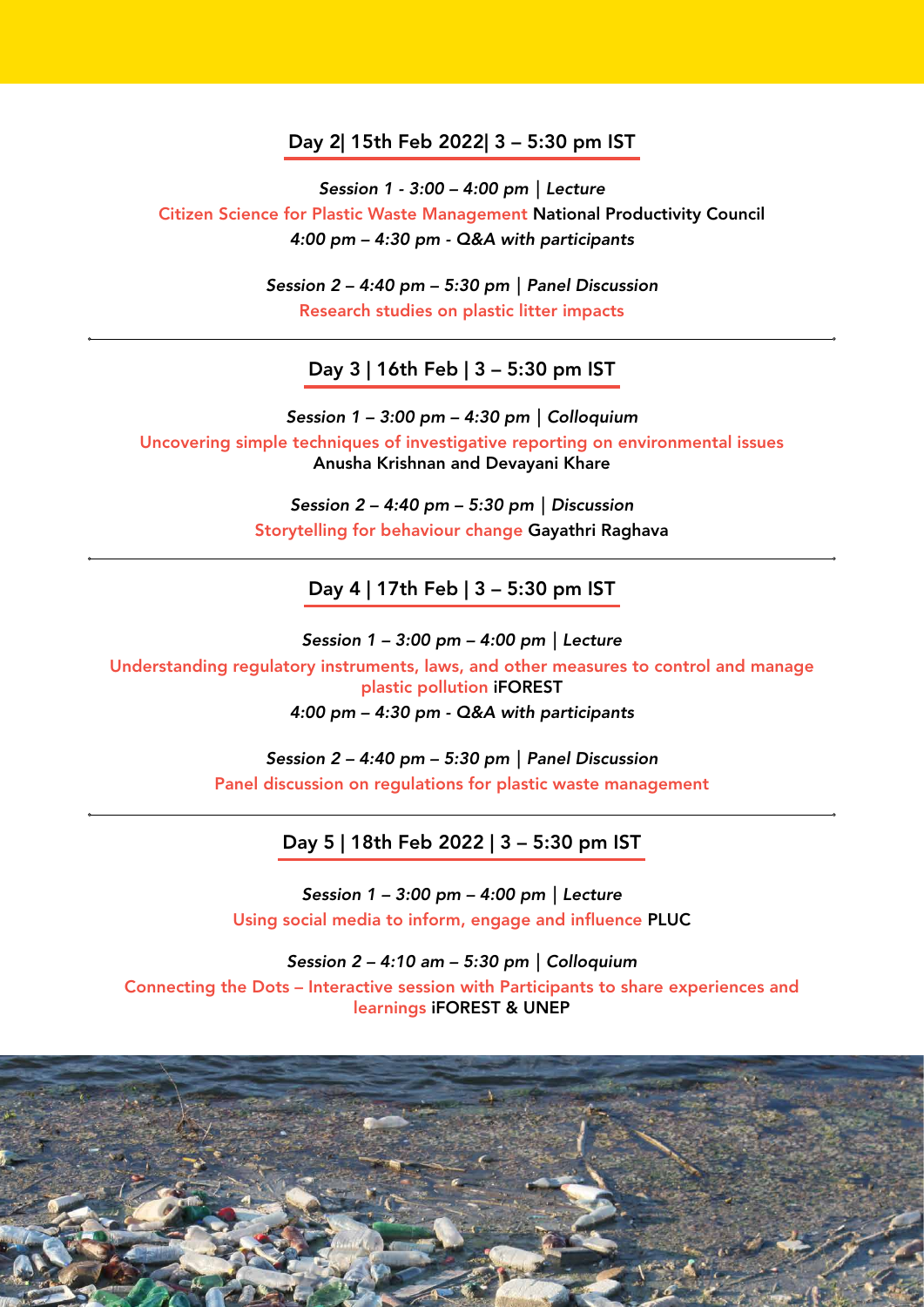## Day 2| 15th Feb 2022| 3 – 5:30 pm IST

*Session 1 - 3:00 – 4:00 pm | Lecture*

Citizen Science for Plastic Waste Management **National Productivity Council**

*4:00 pm – 4:30 pm - Q&A with participants*

*Session 2 – 4:40 pm – 5:30 pm | Panel Discussion*

Research studies on plastic litter impacts

---

## Day 3 | 16th Feb | 3 – 5:30 pm IST

*Session 1 – 3:00 pm – 4:30 pm | Colloquium*

Uncovering simple techniques of investigative reporting on environmental issues

**Anusha Krishnan and Devayani Khare**

*Session 2 – 4:40 pm – 5:30 pm | Discussion*

Storytelling for behaviour change **Gayathri Raghava**

---

## Day 4 | 17th Feb | 3 – 5:30 pm IST

*Session 1 – 3:00 pm – 4:00 pm | Lecture*

Understanding regulatory instruments, laws, and other measures to control and manage plastic pollution **iFOREST**

*4:00 pm – 4:30 pm - Q&A with participants*

*Session 2 – 4:40 pm – 5:30 pm | Panel Discussion*

Panel discussion on regulations for plastic waste management

---

## Day 5 | 18th Feb 2022 | 3 – 5:30 pm IST

*Session 1 – 3:00 pm – 4:00 pm | Lecture*

Using social media to inform, engage and influence **PLUC**

*Session 2 – 4:10 am – 5:30 pm | Colloquium*

Connecting the Dots – Interactive session with Participants to share experiences and learnings **iFOREST & UNEP**